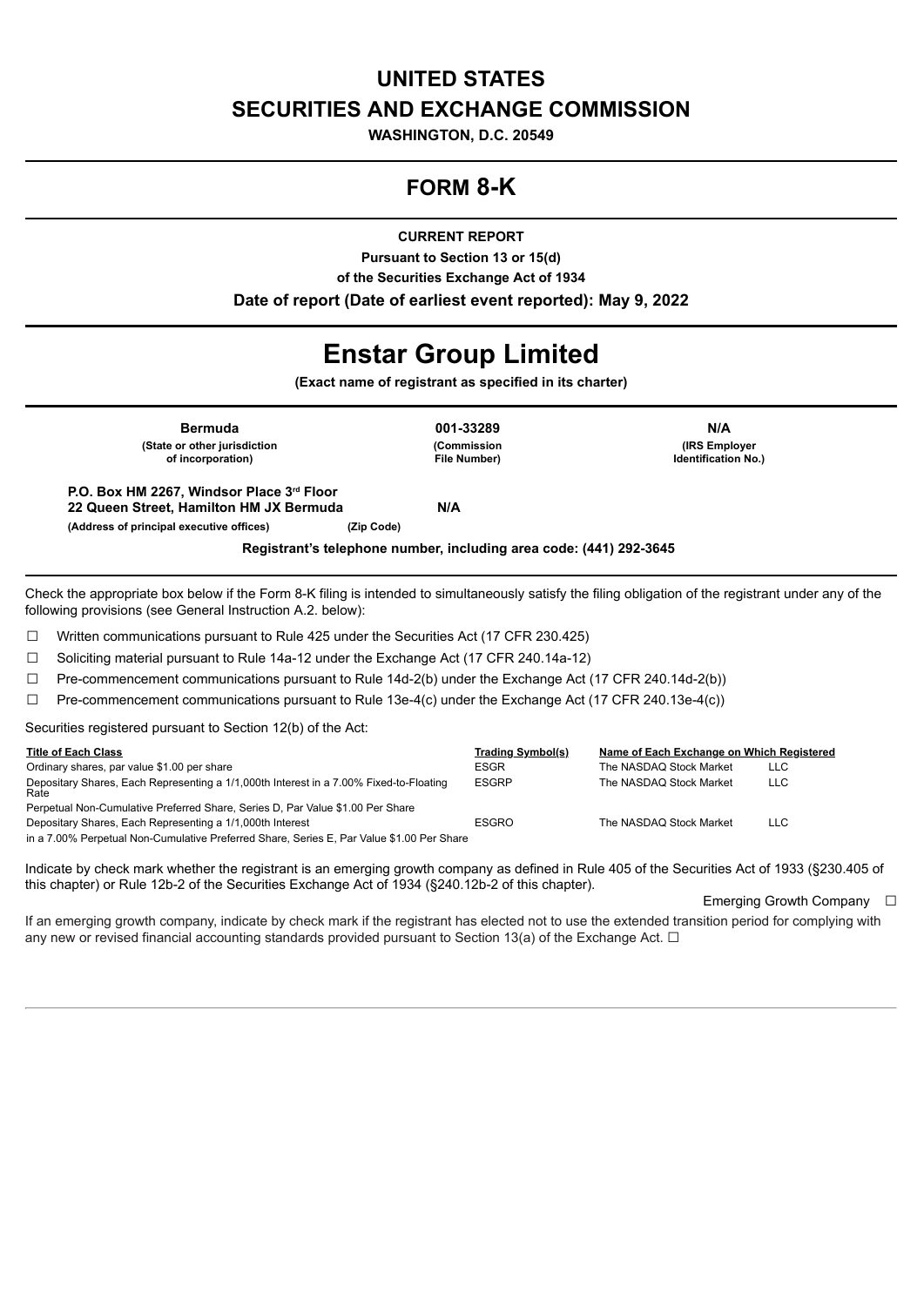# UNITED STATES
# SECURITIES AND EXCHANGE COMMISSION

**WASHINGTON, D.C. 20549**

# FORM 8-K

**CURRENT REPORT**

**Pursuant to Section 13 or 15(d)**

**of the Securities Exchange Act of 1934**

**Date of report (Date of earliest event reported): May 9, 2022**

# Enstar Group Limited

**(Exact name of registrant as specified in its charter)**

| Bermuda | 001-33289 | N/A |
|---|---|---|
| (State or other jurisdiction of incorporation) | (Commission File Number) | (IRS Employer Identification No.) |

| P.O. Box HM 2267, Windsor Place 3rd Floor 22 Queen Street, Hamilton HM JX Bermuda | N/A |
|---|---|
| (Address of principal executive offices) | (Zip Code) |

**Registrant's telephone number, including area code: (441) 292-3645**

Check the appropriate box below if the Form 8-K filing is intended to simultaneously satisfy the filing obligation of the registrant under any of the following provisions (see General Instruction A.2. below):

☐ Written communications pursuant to Rule 425 under the Securities Act (17 CFR 230.425)

☐ Soliciting material pursuant to Rule 14a-12 under the Exchange Act (17 CFR 240.14a-12)

☐ Pre-commencement communications pursuant to Rule 14d-2(b) under the Exchange Act (17 CFR 240.14d-2(b))

☐ Pre-commencement communications pursuant to Rule 13e-4(c) under the Exchange Act (17 CFR 240.13e-4(c))

Securities registered pursuant to Section 12(b) of the Act:

| Title of Each Class | Trading Symbol(s) | Name of Each Exchange on Which Registered |
|---|---|---|
| Ordinary shares, par value $1.00 per share | ESGR | The NASDAQ Stock Market LLC |
| Depositary Shares, Each Representing a 1/1,000th Interest in a 7.00% Fixed-to-Floating Rate Perpetual Non-Cumulative Preferred Share, Series D, Par Value $1.00 Per Share | ESGRP | The NASDAQ Stock Market LLC |
| Depositary Shares, Each Representing a 1/1,000th Interest in a 7.00% Perpetual Non-Cumulative Preferred Share, Series E, Par Value $1.00 Per Share | ESGRO | The NASDAQ Stock Market LLC |

Indicate by check mark whether the registrant is an emerging growth company as defined in Rule 405 of the Securities Act of 1933 (§230.405 of this chapter) or Rule 12b-2 of the Securities Exchange Act of 1934 (§240.12b-2 of this chapter).

Emerging Growth Company ☐

If an emerging growth company, indicate by check mark if the registrant has elected not to use the extended transition period for complying with any new or revised financial accounting standards provided pursuant to Section 13(a) of the Exchange Act. ☐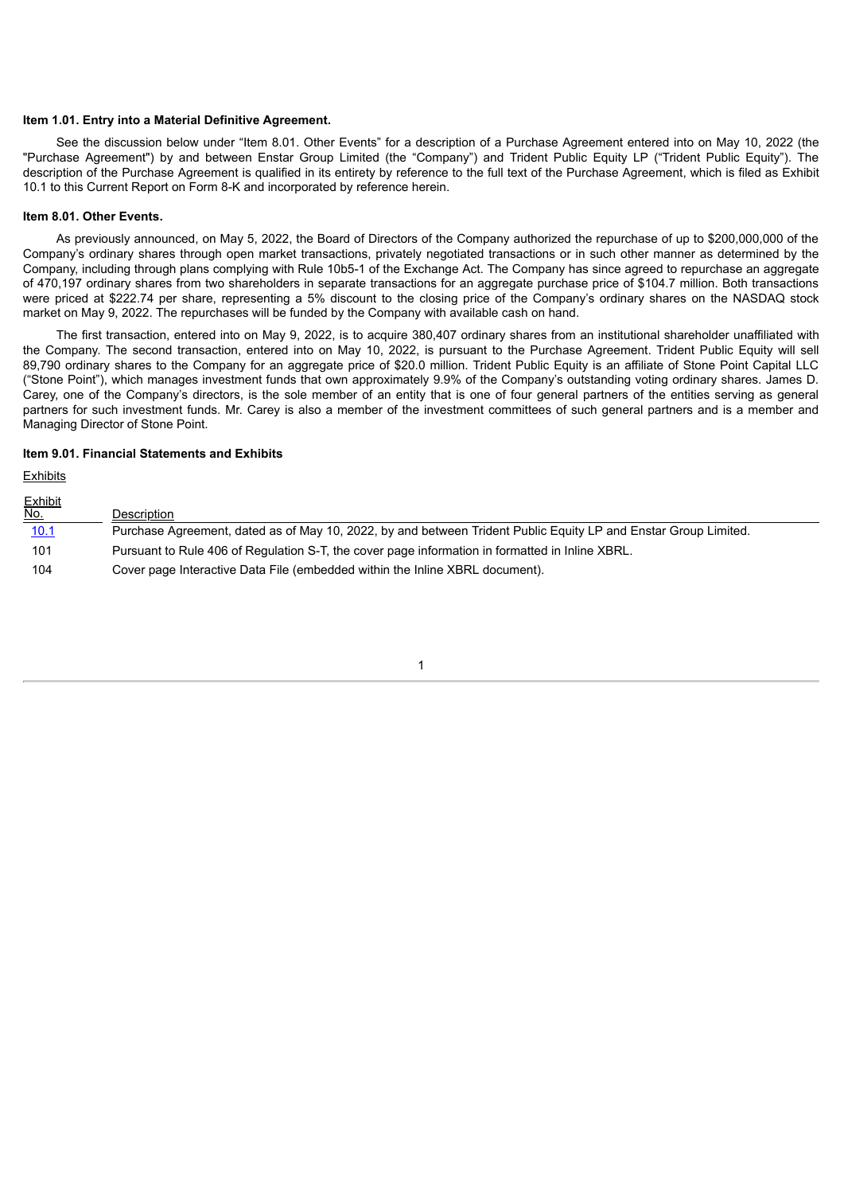**Item 1.01. Entry into a Material Definitive Agreement.**

See the discussion below under "Item 8.01. Other Events" for a description of a Purchase Agreement entered into on May 10, 2022 (the "Purchase Agreement") by and between Enstar Group Limited (the "Company") and Trident Public Equity LP ("Trident Public Equity"). The description of the Purchase Agreement is qualified in its entirety by reference to the full text of the Purchase Agreement, which is filed as Exhibit 10.1 to this Current Report on Form 8-K and incorporated by reference herein.

**Item 8.01. Other Events.**

As previously announced, on May 5, 2022, the Board of Directors of the Company authorized the repurchase of up to $200,000,000 of the Company's ordinary shares through open market transactions, privately negotiated transactions or in such other manner as determined by the Company, including through plans complying with Rule 10b5-1 of the Exchange Act. The Company has since agreed to repurchase an aggregate of 470,197 ordinary shares from two shareholders in separate transactions for an aggregate purchase price of $104.7 million. Both transactions were priced at $222.74 per share, representing a 5% discount to the closing price of the Company's ordinary shares on the NASDAQ stock market on May 9, 2022. The repurchases will be funded by the Company with available cash on hand.

The first transaction, entered into on May 9, 2022, is to acquire 380,407 ordinary shares from an institutional shareholder unaffiliated with the Company. The second transaction, entered into on May 10, 2022, is pursuant to the Purchase Agreement. Trident Public Equity will sell 89,790 ordinary shares to the Company for an aggregate price of $20.0 million. Trident Public Equity is an affiliate of Stone Point Capital LLC ("Stone Point"), which manages investment funds that own approximately 9.9% of the Company's outstanding voting ordinary shares. James D. Carey, one of the Company's directors, is the sole member of an entity that is one of four general partners of the entities serving as general partners for such investment funds. Mr. Carey is also a member of the investment committees of such general partners and is a member and Managing Director of Stone Point.

**Item 9.01. Financial Statements and Exhibits**

Exhibits

| Exhibit No. | Description |
|---|---|
| 10.1 | Purchase Agreement, dated as of May 10, 2022, by and between Trident Public Equity LP and Enstar Group Limited. |
| 101 | Pursuant to Rule 406 of Regulation S-T, the cover page information in formatted in Inline XBRL. |
| 104 | Cover page Interactive Data File (embedded within the Inline XBRL document). |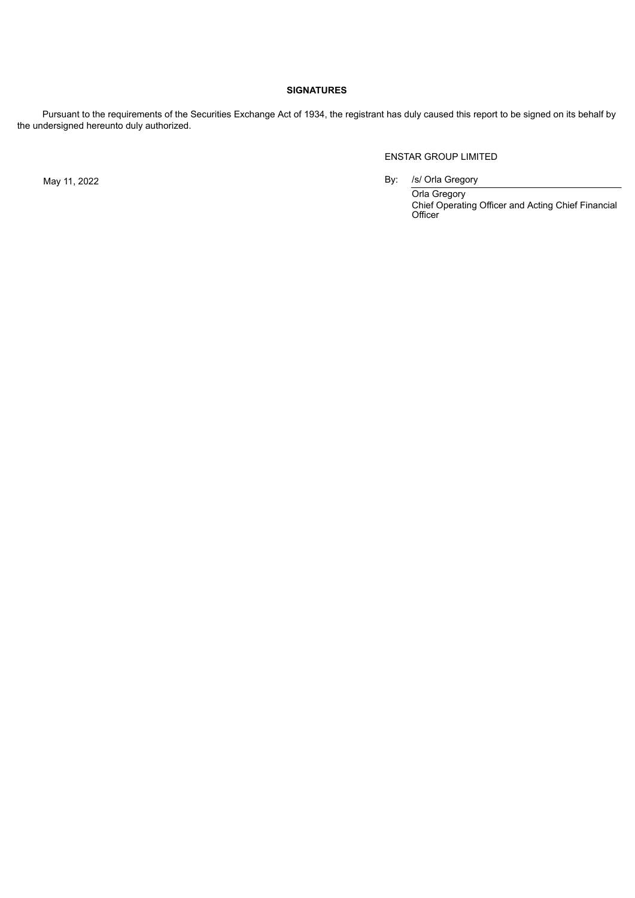**SIGNATURES**

Pursuant to the requirements of the Securities Exchange Act of 1934, the registrant has duly caused this report to be signed on its behalf by the undersigned hereunto duly authorized.

ENSTAR GROUP LIMITED

May 11, 2022

By: /s/ Orla Gregory

Orla Gregory
Chief Operating Officer and Acting Chief Financial Officer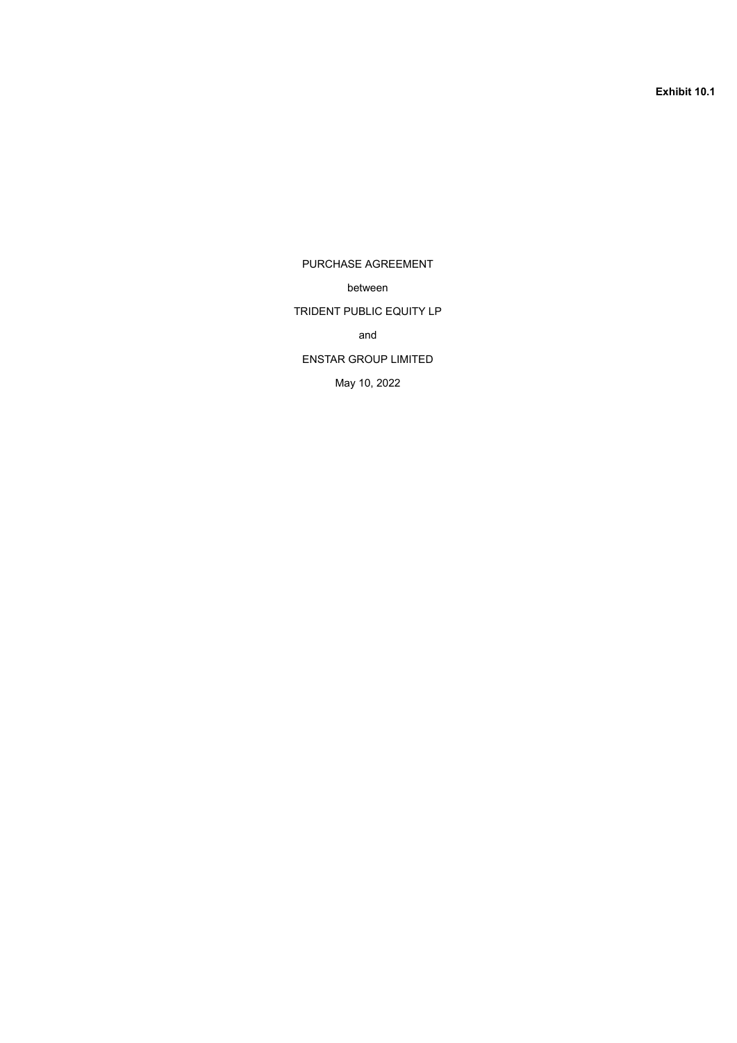**Exhibit 10.1**

PURCHASE AGREEMENT

between

TRIDENT PUBLIC EQUITY LP

and

ENSTAR GROUP LIMITED

May 10, 2022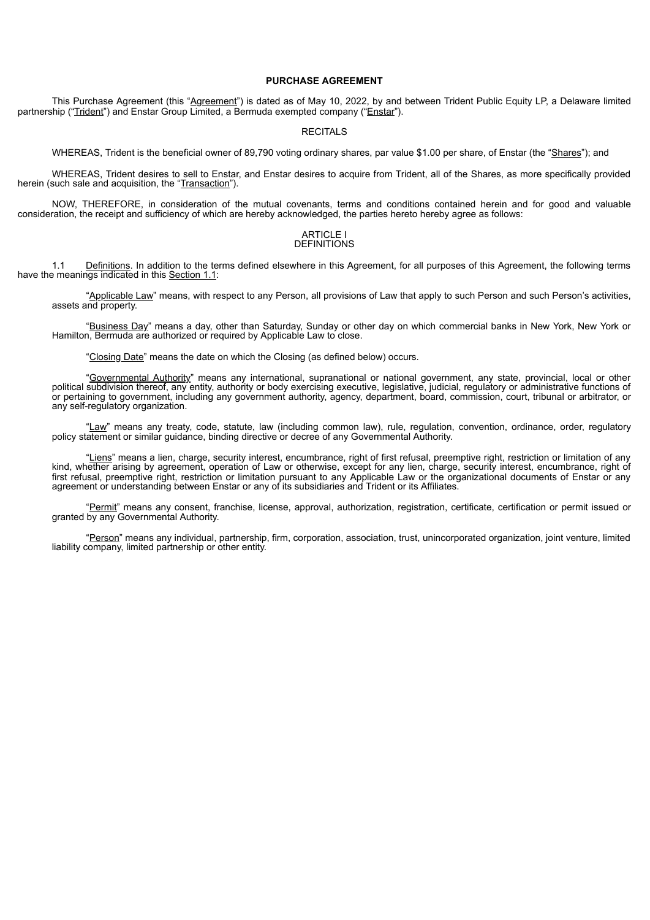# PURCHASE AGREEMENT

This Purchase Agreement (this "Agreement") is dated as of May 10, 2022, by and between Trident Public Equity LP, a Delaware limited partnership ("Trident") and Enstar Group Limited, a Bermuda exempted company ("Enstar").

## RECITALS

WHEREAS, Trident is the beneficial owner of 89,790 voting ordinary shares, par value $1.00 per share, of Enstar (the "Shares"); and

WHEREAS, Trident desires to sell to Enstar, and Enstar desires to acquire from Trident, all of the Shares, as more specifically provided herein (such sale and acquisition, the "Transaction").

NOW, THEREFORE, in consideration of the mutual covenants, terms and conditions contained herein and for good and valuable consideration, the receipt and sufficiency of which are hereby acknowledged, the parties hereto hereby agree as follows:

## ARTICLE I
## DEFINITIONS

1.1 Definitions. In addition to the terms defined elsewhere in this Agreement, for all purposes of this Agreement, the following terms have the meanings indicated in this Section 1.1:

"Applicable Law" means, with respect to any Person, all provisions of Law that apply to such Person and such Person's activities, assets and property.

"Business Day" means a day, other than Saturday, Sunday or other day on which commercial banks in New York, New York or Hamilton, Bermuda are authorized or required by Applicable Law to close.

"Closing Date" means the date on which the Closing (as defined below) occurs.

"Governmental Authority" means any international, supranational or national government, any state, provincial, local or other political subdivision thereof, any entity, authority or body exercising executive, legislative, judicial, regulatory or administrative functions of or pertaining to government, including any government authority, agency, department, board, commission, court, tribunal or arbitrator, or any self-regulatory organization.

"Law" means any treaty, code, statute, law (including common law), rule, regulation, convention, ordinance, order, regulatory policy statement or similar guidance, binding directive or decree of any Governmental Authority.

"Liens" means a lien, charge, security interest, encumbrance, right of first refusal, preemptive right, restriction or limitation of any kind, whether arising by agreement, operation of Law or otherwise, except for any lien, charge, security interest, encumbrance, right of first refusal, preemptive right, restriction or limitation pursuant to any Applicable Law or the organizational documents of Enstar or any agreement or understanding between Enstar or any of its subsidiaries and Trident or its Affiliates.

"Permit" means any consent, franchise, license, approval, authorization, registration, certificate, certification or permit issued or granted by any Governmental Authority.

"Person" means any individual, partnership, firm, corporation, association, trust, unincorporated organization, joint venture, limited liability company, limited partnership or other entity.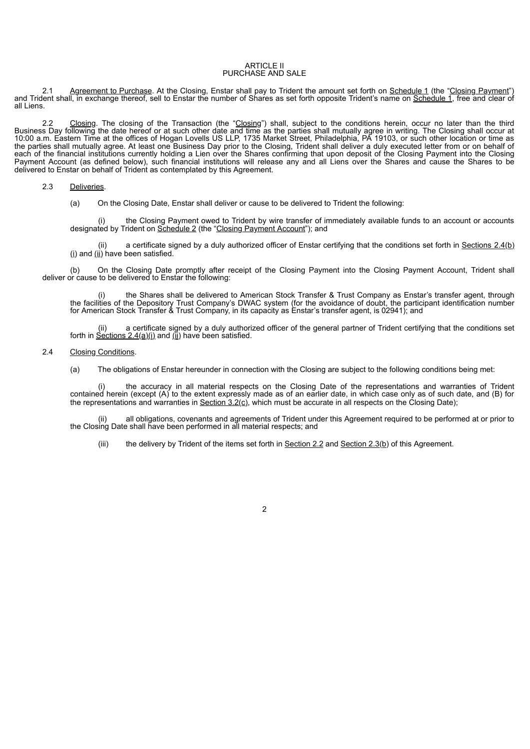# ARTICLE II
# PURCHASE AND SALE

2.1 Agreement to Purchase. At the Closing, Enstar shall pay to Trident the amount set forth on Schedule 1 (the "Closing Payment") and Trident shall, in exchange thereof, sell to Enstar the number of Shares as set forth opposite Trident's name on Schedule 1, free and clear of all Liens.

2.2 Closing. The closing of the Transaction (the "Closing") shall, subject to the conditions herein, occur no later than the third Business Day following the date hereof or at such other date and time as the parties shall mutually agree in writing. The Closing shall occur at 10:00 a.m. Eastern Time at the offices of Hogan Lovells US LLP, 1735 Market Street, Philadelphia, PA 19103, or such other location or time as the parties shall mutually agree. At least one Business Day prior to the Closing, Trident shall deliver a duly executed letter from or on behalf of each of the financial institutions currently holding a Lien over the Shares confirming that upon deposit of the Closing Payment into the Closing Payment Account (as defined below), such financial institutions will release any and all Liens over the Shares and cause the Shares to be delivered to Enstar on behalf of Trident as contemplated by this Agreement.

2.3 Deliveries.

(a) On the Closing Date, Enstar shall deliver or cause to be delivered to Trident the following:

(i) the Closing Payment owed to Trident by wire transfer of immediately available funds to an account or accounts designated by Trident on Schedule 2 (the "Closing Payment Account"); and

(ii) a certificate signed by a duly authorized officer of Enstar certifying that the conditions set forth in Sections 2.4(b)(i) and (ii) have been satisfied.

(b) On the Closing Date promptly after receipt of the Closing Payment into the Closing Payment Account, Trident shall deliver or cause to be delivered to Enstar the following:

(i) the Shares shall be delivered to American Stock Transfer & Trust Company as Enstar's transfer agent, through the facilities of the Depository Trust Company's DWAC system (for the avoidance of doubt, the participant identification number for American Stock Transfer & Trust Company, in its capacity as Enstar's transfer agent, is 02941); and

(ii) a certificate signed by a duly authorized officer of the general partner of Trident certifying that the conditions set forth in Sections 2.4(a)(i) and (ii) have been satisfied.

2.4 Closing Conditions.

(a) The obligations of Enstar hereunder in connection with the Closing are subject to the following conditions being met:

(i) the accuracy in all material respects on the Closing Date of the representations and warranties of Trident contained herein (except (A) to the extent expressly made as of an earlier date, in which case only as of such date, and (B) for the representations and warranties in Section 3.2(c), which must be accurate in all respects on the Closing Date);

(ii) all obligations, covenants and agreements of Trident under this Agreement required to be performed at or prior to the Closing Date shall have been performed in all material respects; and

(iii) the delivery by Trident of the items set forth in Section 2.2 and Section 2.3(b) of this Agreement.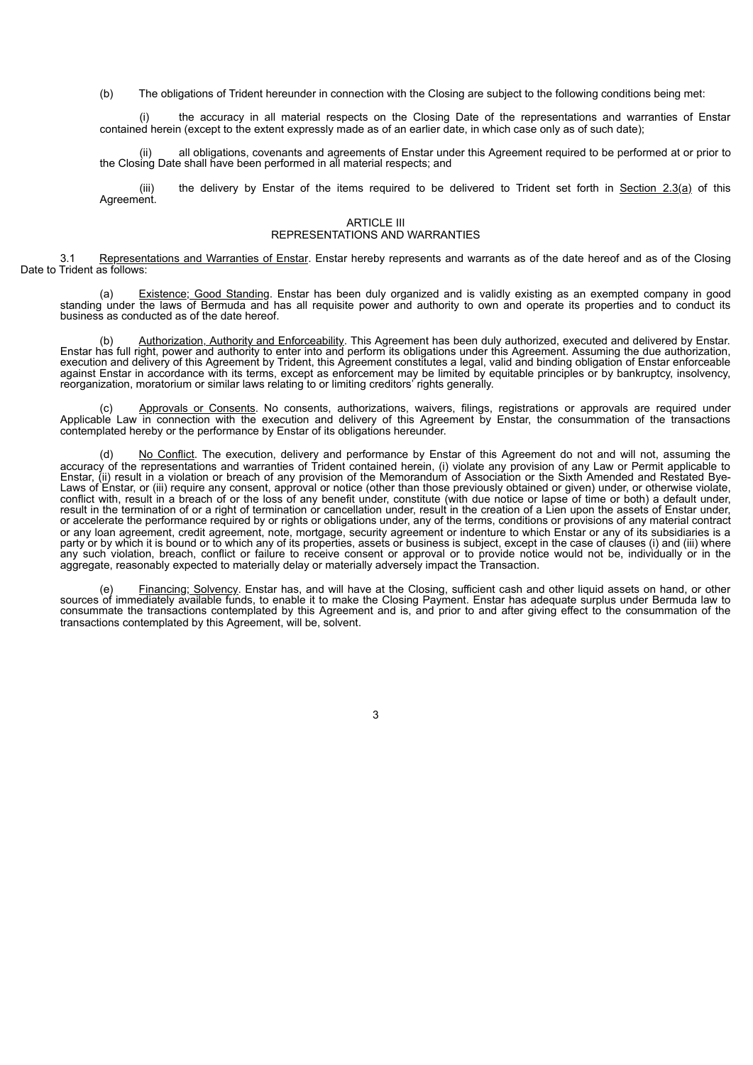(b) The obligations of Trident hereunder in connection with the Closing are subject to the following conditions being met:

(i) the accuracy in all material respects on the Closing Date of the representations and warranties of Enstar contained herein (except to the extent expressly made as of an earlier date, in which case only as of such date);

(ii) all obligations, covenants and agreements of Enstar under this Agreement required to be performed at or prior to the Closing Date shall have been performed in all material respects; and

(iii) the delivery by Enstar of the items required to be delivered to Trident set forth in Section 2.3(a) of this Agreement.

## ARTICLE III
## REPRESENTATIONS AND WARRANTIES

3.1 Representations and Warranties of Enstar. Enstar hereby represents and warrants as of the date hereof and as of the Closing Date to Trident as follows:

(a) Existence; Good Standing. Enstar has been duly organized and is validly existing as an exempted company in good standing under the laws of Bermuda and has all requisite power and authority to own and operate its properties and to conduct its business as conducted as of the date hereof.

(b) Authorization, Authority and Enforceability. This Agreement has been duly authorized, executed and delivered by Enstar. Enstar has full right, power and authority to enter into and perform its obligations under this Agreement. Assuming the due authorization, execution and delivery of this Agreement by Trident, this Agreement constitutes a legal, valid and binding obligation of Enstar enforceable against Enstar in accordance with its terms, except as enforcement may be limited by equitable principles or by bankruptcy, insolvency, reorganization, moratorium or similar laws relating to or limiting creditors' rights generally.

(c) Approvals or Consents. No consents, authorizations, waivers, filings, registrations or approvals are required under Applicable Law in connection with the execution and delivery of this Agreement by Enstar, the consummation of the transactions contemplated hereby or the performance by Enstar of its obligations hereunder.

(d) No Conflict. The execution, delivery and performance by Enstar of this Agreement do not and will not, assuming the accuracy of the representations and warranties of Trident contained herein, (i) violate any provision of any Law or Permit applicable to Enstar, (ii) result in a violation or breach of any provision of the Memorandum of Association or the Sixth Amended and Restated Bye-Laws of Enstar, or (iii) require any consent, approval or notice (other than those previously obtained or given) under, or otherwise violate, conflict with, result in a breach of or the loss of any benefit under, constitute (with due notice or lapse of time or both) a default under, result in the termination of or a right of termination or cancellation under, result in the creation of a Lien upon the assets of Enstar under, or accelerate the performance required by or rights or obligations under, any of the terms, conditions or provisions of any material contract or any loan agreement, credit agreement, note, mortgage, security agreement or indenture to which Enstar or any of its subsidiaries is a party or by which it is bound or to which any of its properties, assets or business is subject, except in the case of clauses (i) and (iii) where any such violation, breach, conflict or failure to receive consent or approval or to provide notice would not be, individually or in the aggregate, reasonably expected to materially delay or materially adversely impact the Transaction.

(e) Financing; Solvency. Enstar has, and will have at the Closing, sufficient cash and other liquid assets on hand, or other sources of immediately available funds, to enable it to make the Closing Payment. Enstar has adequate surplus under Bermuda law to consummate the transactions contemplated by this Agreement and is, and prior to and after giving effect to the consummation of the transactions contemplated by this Agreement, will be, solvent.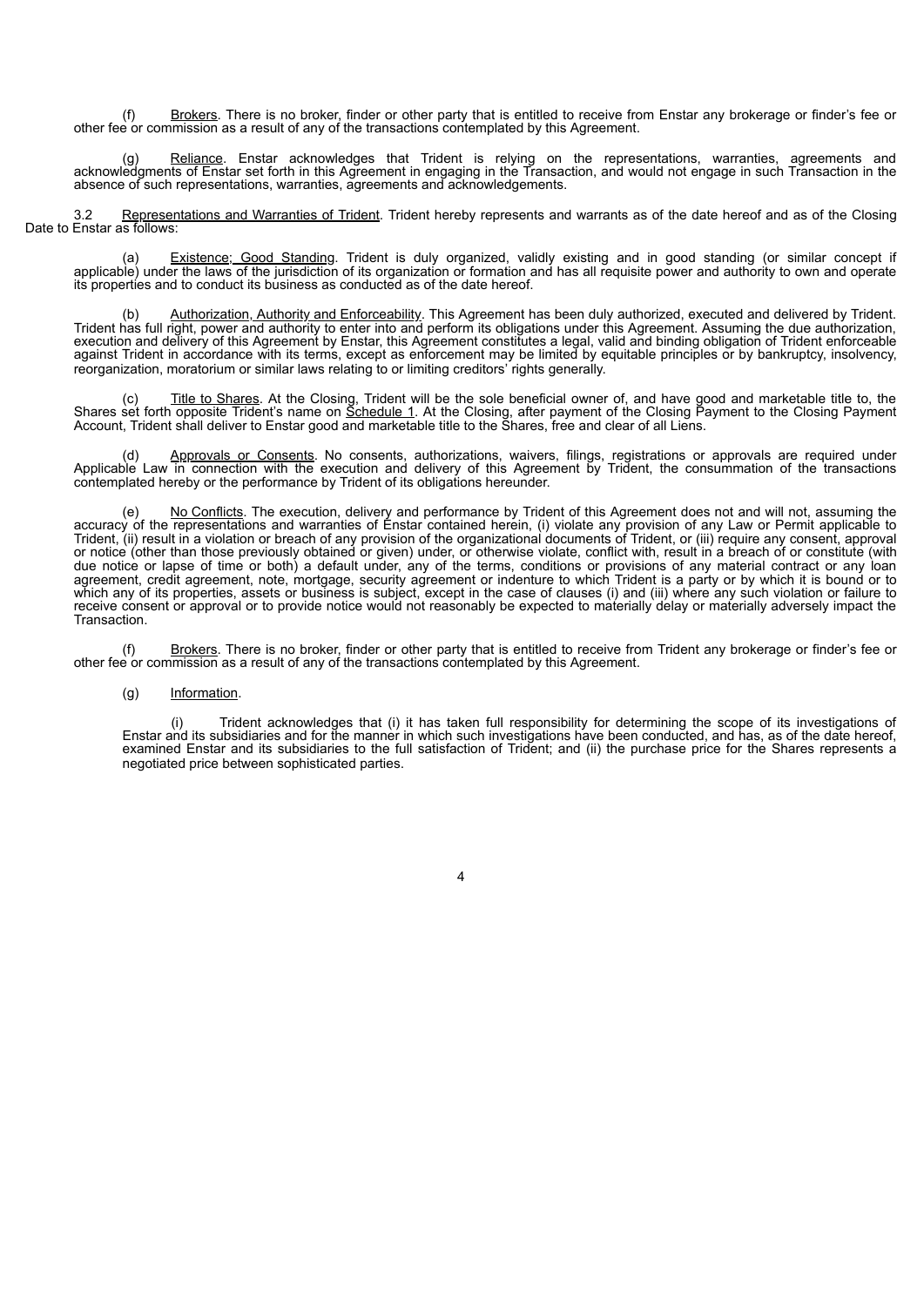(f) Brokers. There is no broker, finder or other party that is entitled to receive from Enstar any brokerage or finder's fee or other fee or commission as a result of any of the transactions contemplated by this Agreement.

(g) Reliance. Enstar acknowledges that Trident is relying on the representations, warranties, agreements and acknowledgments of Enstar set forth in this Agreement in engaging in the Transaction, and would not engage in such Transaction in the absence of such representations, warranties, agreements and acknowledgements.

3.2 Representations and Warranties of Trident. Trident hereby represents and warrants as of the date hereof and as of the Closing Date to Enstar as follows:

(a) Existence; Good Standing. Trident is duly organized, validly existing and in good standing (or similar concept if applicable) under the laws of the jurisdiction of its organization or formation and has all requisite power and authority to own and operate its properties and to conduct its business as conducted as of the date hereof.

(b) Authorization, Authority and Enforceability. This Agreement has been duly authorized, executed and delivered by Trident. Trident has full right, power and authority to enter into and perform its obligations under this Agreement. Assuming the due authorization, execution and delivery of this Agreement by Enstar, this Agreement constitutes a legal, valid and binding obligation of Trident enforceable against Trident in accordance with its terms, except as enforcement may be limited by equitable principles or by bankruptcy, insolvency, reorganization, moratorium or similar laws relating to or limiting creditors' rights generally.

(c) Title to Shares. At the Closing, Trident will be the sole beneficial owner of, and have good and marketable title to, the Shares set forth opposite Trident's name on Schedule 1. At the Closing, after payment of the Closing Payment to the Closing Payment Account, Trident shall deliver to Enstar good and marketable title to the Shares, free and clear of all Liens.

(d) Approvals or Consents. No consents, authorizations, waivers, filings, registrations or approvals are required under Applicable Law in connection with the execution and delivery of this Agreement by Trident, the consummation of the transactions contemplated hereby or the performance by Trident of its obligations hereunder.

(e) No Conflicts. The execution, delivery and performance by Trident of this Agreement does not and will not, assuming the accuracy of the representations and warranties of Enstar contained herein, (i) violate any provision of any Law or Permit applicable to Trident, (ii) result in a violation or breach of any provision of the organizational documents of Trident, or (iii) require any consent, approval or notice (other than those previously obtained or given) under, or otherwise violate, conflict with, result in a breach of or constitute (with due notice or lapse of time or both) a default under, any of the terms, conditions or provisions of any material contract or any loan agreement, credit agreement, note, mortgage, security agreement or indenture to which Trident is a party or by which it is bound or to which any of its properties, assets or business is subject, except in the case of clauses (i) and (iii) where any such violation or failure to receive consent or approval or to provide notice would not reasonably be expected to materially delay or materially adversely impact the Transaction.

(f) Brokers. There is no broker, finder or other party that is entitled to receive from Trident any brokerage or finder's fee or other fee or commission as a result of any of the transactions contemplated by this Agreement.

(g) Information.

(i) Trident acknowledges that (i) it has taken full responsibility for determining the scope of its investigations of Enstar and its subsidiaries and for the manner in which such investigations have been conducted, and has, as of the date hereof, examined Enstar and its subsidiaries to the full satisfaction of Trident; and (ii) the purchase price for the Shares represents a negotiated price between sophisticated parties.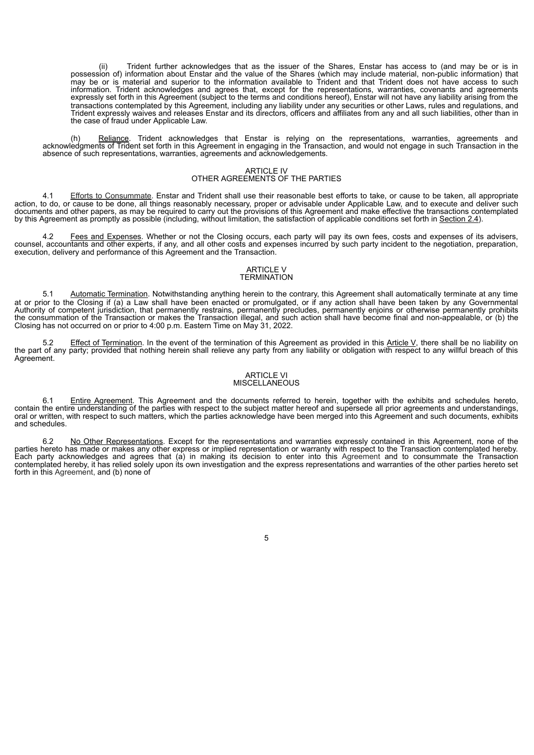(ii) Trident further acknowledges that as the issuer of the Shares, Enstar has access to (and may be or is in possession of) information about Enstar and the value of the Shares (which may include material, non-public information) that may be or is material and superior to the information available to Trident and that Trident does not have access to such information. Trident acknowledges and agrees that, except for the representations, warranties, covenants and agreements expressly set forth in this Agreement (subject to the terms and conditions hereof), Enstar will not have any liability arising from the transactions contemplated by this Agreement, including any liability under any securities or other Laws, rules and regulations, and Trident expressly waives and releases Enstar and its directors, officers and affiliates from any and all such liabilities, other than in the case of fraud under Applicable Law.

(h) Reliance. Trident acknowledges that Enstar is relying on the representations, warranties, agreements and acknowledgments of Trident set forth in this Agreement in engaging in the Transaction, and would not engage in such Transaction in the absence of such representations, warranties, agreements and acknowledgements.

## ARTICLE IV
## OTHER AGREEMENTS OF THE PARTIES

4.1 Efforts to Consummate. Enstar and Trident shall use their reasonable best efforts to take, or cause to be taken, all appropriate action, to do, or cause to be done, all things reasonably necessary, proper or advisable under Applicable Law, and to execute and deliver such documents and other papers, as may be required to carry out the provisions of this Agreement and make effective the transactions contemplated by this Agreement as promptly as possible (including, without limitation, the satisfaction of applicable conditions set forth in Section 2.4).

4.2 Fees and Expenses. Whether or not the Closing occurs, each party will pay its own fees, costs and expenses of its advisers, counsel, accountants and other experts, if any, and all other costs and expenses incurred by such party incident to the negotiation, preparation, execution, delivery and performance of this Agreement and the Transaction.

## ARTICLE V
## TERMINATION

5.1 Automatic Termination. Notwithstanding anything herein to the contrary, this Agreement shall automatically terminate at any time at or prior to the Closing if (a) a Law shall have been enacted or promulgated, or if any action shall have been taken by any Governmental Authority of competent jurisdiction, that permanently restrains, permanently precludes, permanently enjoins or otherwise permanently prohibits the consummation of the Transaction or makes the Transaction illegal, and such action shall have become final and non-appealable, or (b) the Closing has not occurred on or prior to 4:00 p.m. Eastern Time on May 31, 2022.

5.2 Effect of Termination. In the event of the termination of this Agreement as provided in this Article V, there shall be no liability on the part of any party; provided that nothing herein shall relieve any party from any liability or obligation with respect to any willful breach of this Agreement.

## ARTICLE VI
## MISCELLANEOUS

6.1 Entire Agreement. This Agreement and the documents referred to herein, together with the exhibits and schedules hereto, contain the entire understanding of the parties with respect to the subject matter hereof and supersede all prior agreements and understandings, oral or written, with respect to such matters, which the parties acknowledge have been merged into this Agreement and such documents, exhibits and schedules.

6.2 No Other Representations. Except for the representations and warranties expressly contained in this Agreement, none of the parties hereto has made or makes any other express or implied representation or warranty with respect to the Transaction contemplated hereby. Each party acknowledges and agrees that (a) in making its decision to enter into this Agreement and to consummate the Transaction contemplated hereby, it has relied solely upon its own investigation and the express representations and warranties of the other parties hereto set forth in this Agreement, and (b) none of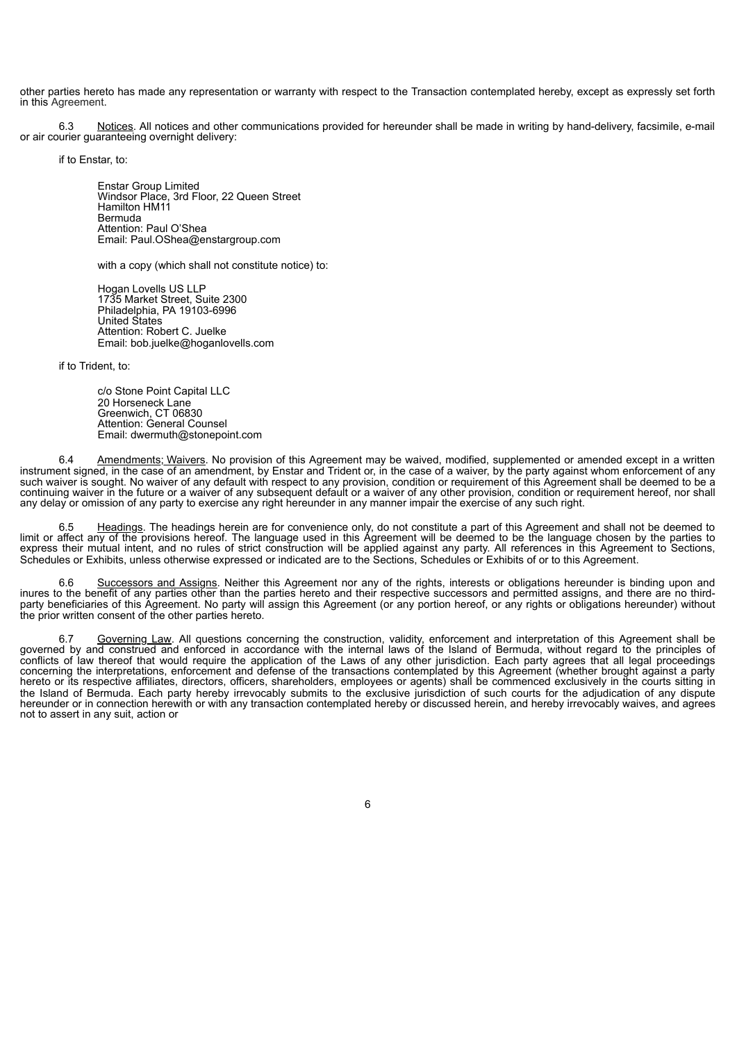other parties hereto has made any representation or warranty with respect to the Transaction contemplated hereby, except as expressly set forth in this Agreement.

6.3 Notices. All notices and other communications provided for hereunder shall be made in writing by hand-delivery, facsimile, e-mail or air courier guaranteeing overnight delivery:

if to Enstar, to:

Enstar Group Limited
Windsor Place, 3rd Floor, 22 Queen Street
Hamilton HM11
Bermuda
Attention: Paul O'Shea
Email: Paul.OShea@enstargroup.com

with a copy (which shall not constitute notice) to:

Hogan Lovells US LLP
1735 Market Street, Suite 2300
Philadelphia, PA 19103-6996
United States
Attention: Robert C. Juelke
Email: bob.juelke@hoganlovells.com

if to Trident, to:

c/o Stone Point Capital LLC
20 Horseneck Lane
Greenwich, CT 06830
Attention: General Counsel
Email: dwermuth@stonepoint.com

6.4 Amendments; Waivers. No provision of this Agreement may be waived, modified, supplemented or amended except in a written instrument signed, in the case of an amendment, by Enstar and Trident or, in the case of a waiver, by the party against whom enforcement of any such waiver is sought. No waiver of any default with respect to any provision, condition or requirement of this Agreement shall be deemed to be a continuing waiver in the future or a waiver of any subsequent default or a waiver of any other provision, condition or requirement hereof, nor shall any delay or omission of any party to exercise any right hereunder in any manner impair the exercise of any such right.

6.5 Headings. The headings herein are for convenience only, do not constitute a part of this Agreement and shall not be deemed to limit or affect any of the provisions hereof. The language used in this Agreement will be deemed to be the language chosen by the parties to express their mutual intent, and no rules of strict construction will be applied against any party. All references in this Agreement to Sections, Schedules or Exhibits, unless otherwise expressed or indicated are to the Sections, Schedules or Exhibits of or to this Agreement.

6.6 Successors and Assigns. Neither this Agreement nor any of the rights, interests or obligations hereunder is binding upon and inures to the benefit of any parties other than the parties hereto and their respective successors and permitted assigns, and there are no third-party beneficiaries of this Agreement. No party will assign this Agreement (or any portion hereof, or any rights or obligations hereunder) without the prior written consent of the other parties hereto.

6.7 Governing Law. All questions concerning the construction, validity, enforcement and interpretation of this Agreement shall be governed by and construed and enforced in accordance with the internal laws of the Island of Bermuda, without regard to the principles of conflicts of law thereof that would require the application of the Laws of any other jurisdiction. Each party agrees that all legal proceedings concerning the interpretations, enforcement and defense of the transactions contemplated by this Agreement (whether brought against a party hereto or its respective affiliates, directors, officers, shareholders, employees or agents) shall be commenced exclusively in the courts sitting in the Island of Bermuda. Each party hereby irrevocably submits to the exclusive jurisdiction of such courts for the adjudication of any dispute hereunder or in connection herewith or with any transaction contemplated hereby or discussed herein, and hereby irrevocably waives, and agrees not to assert in any suit, action or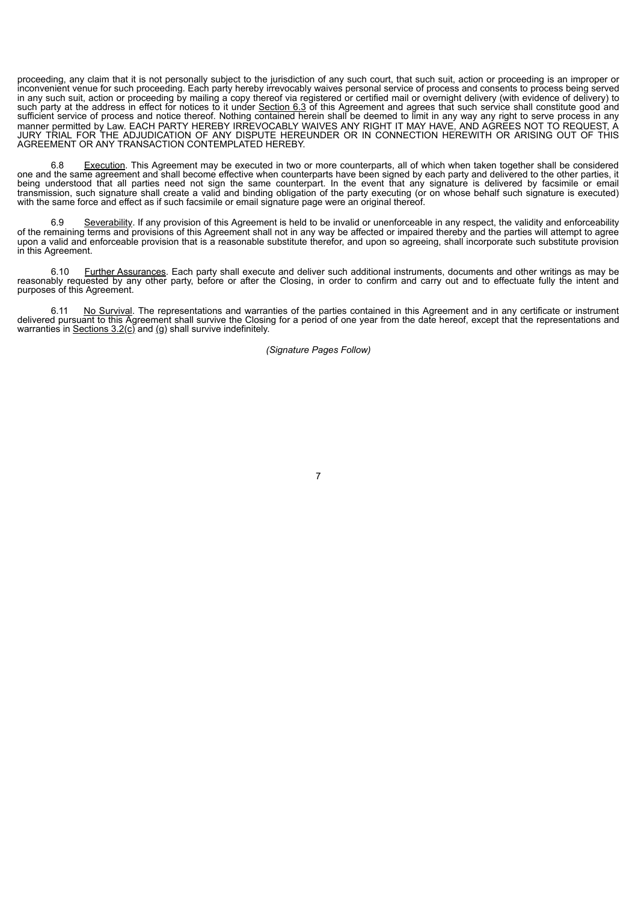proceeding, any claim that it is not personally subject to the jurisdiction of any such court, that such suit, action or proceeding is an improper or inconvenient venue for such proceeding. Each party hereby irrevocably waives personal service of process and consents to process being served in any such suit, action or proceeding by mailing a copy thereof via registered or certified mail or overnight delivery (with evidence of delivery) to such party at the address in effect for notices to it under Section 6.3 of this Agreement and agrees that such service shall constitute good and sufficient service of process and notice thereof. Nothing contained herein shall be deemed to limit in any way any right to serve process in any manner permitted by Law. EACH PARTY HEREBY IRREVOCABLY WAIVES ANY RIGHT IT MAY HAVE, AND AGREES NOT TO REQUEST, A JURY TRIAL FOR THE ADJUDICATION OF ANY DISPUTE HEREUNDER OR IN CONNECTION HEREWITH OR ARISING OUT OF THIS AGREEMENT OR ANY TRANSACTION CONTEMPLATED HEREBY.

6.8 Execution. This Agreement may be executed in two or more counterparts, all of which when taken together shall be considered one and the same agreement and shall become effective when counterparts have been signed by each party and delivered to the other parties, it being understood that all parties need not sign the same counterpart. In the event that any signature is delivered by facsimile or email transmission, such signature shall create a valid and binding obligation of the party executing (or on whose behalf such signature is executed) with the same force and effect as if such facsimile or email signature page were an original thereof.

6.9 Severability. If any provision of this Agreement is held to be invalid or unenforceable in any respect, the validity and enforceability of the remaining terms and provisions of this Agreement shall not in any way be affected or impaired thereby and the parties will attempt to agree upon a valid and enforceable provision that is a reasonable substitute therefor, and upon so agreeing, shall incorporate such substitute provision in this Agreement.

6.10 Further Assurances. Each party shall execute and deliver such additional instruments, documents and other writings as may be reasonably requested by any other party, before or after the Closing, in order to confirm and carry out and to effectuate fully the intent and purposes of this Agreement.

6.11 No Survival. The representations and warranties of the parties contained in this Agreement and in any certificate or instrument delivered pursuant to this Agreement shall survive the Closing for a period of one year from the date hereof, except that the representations and warranties in Sections 3.2(c) and (g) shall survive indefinitely.

*(Signature Pages Follow)*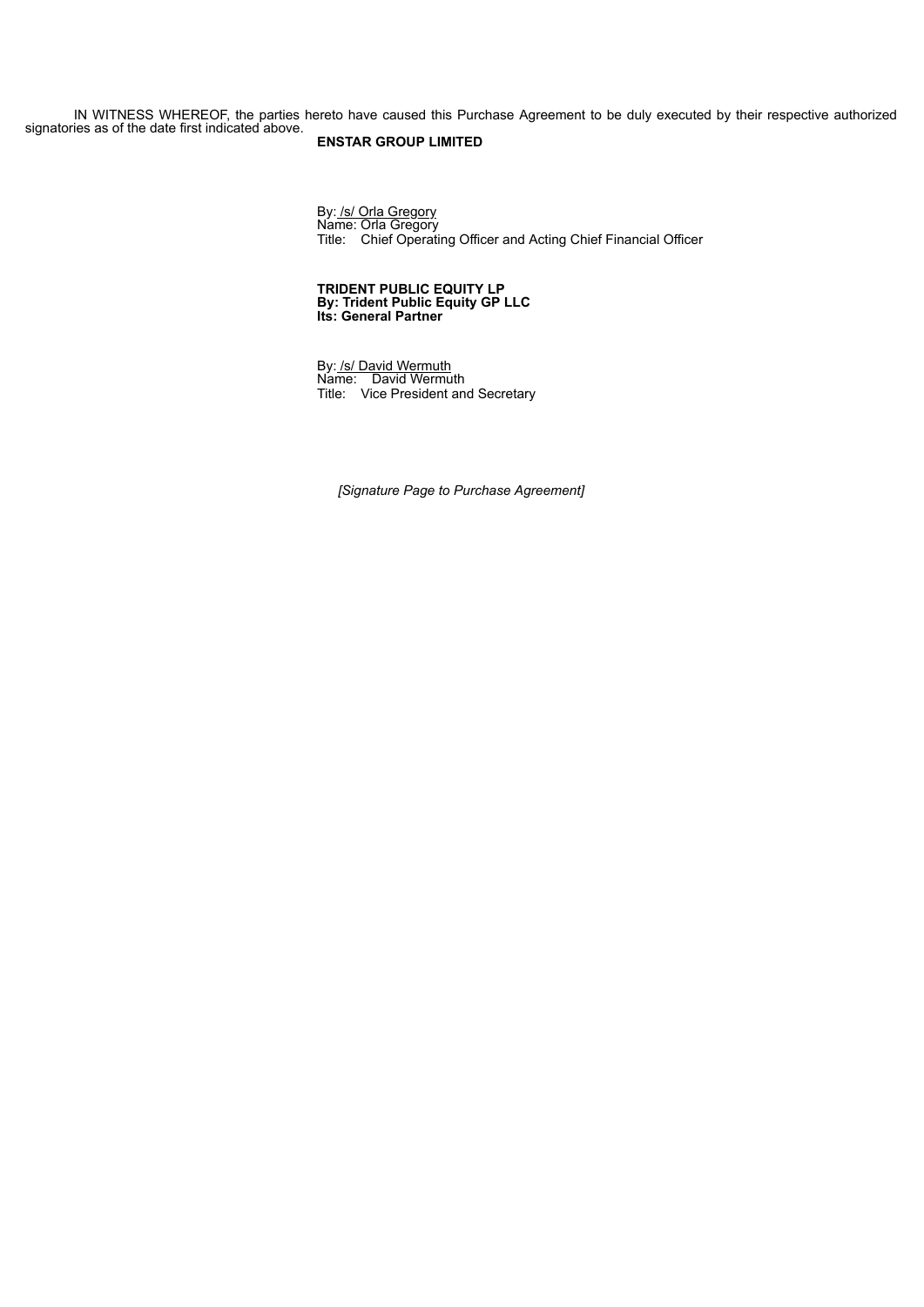IN WITNESS WHEREOF, the parties hereto have caused this Purchase Agreement to be duly executed by their respective authorized signatories as of the date first indicated above.

**ENSTAR GROUP LIMITED**

By: /s/ Orla Gregory
Name: Orla Gregory
Title: Chief Operating Officer and Acting Chief Financial Officer

**TRIDENT PUBLIC EQUITY LP**
**By: Trident Public Equity GP LLC**
**Its: General Partner**

By: /s/ David Wermuth
Name: David Wermuth
Title: Vice President and Secretary

*[Signature Page to Purchase Agreement]*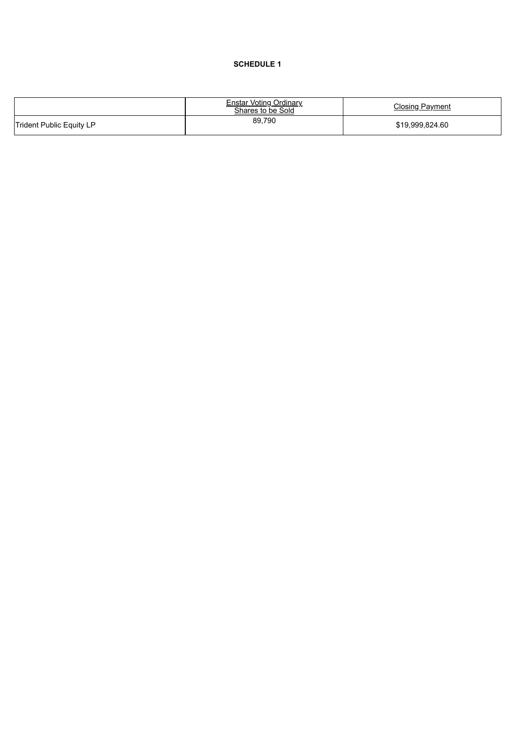**SCHEDULE 1**

| | Enstar Voting Ordinary Shares to be Sold | Closing Payment |
|---|---|---|
| Trident Public Equity LP | 89,790 | $19,999,824.60 |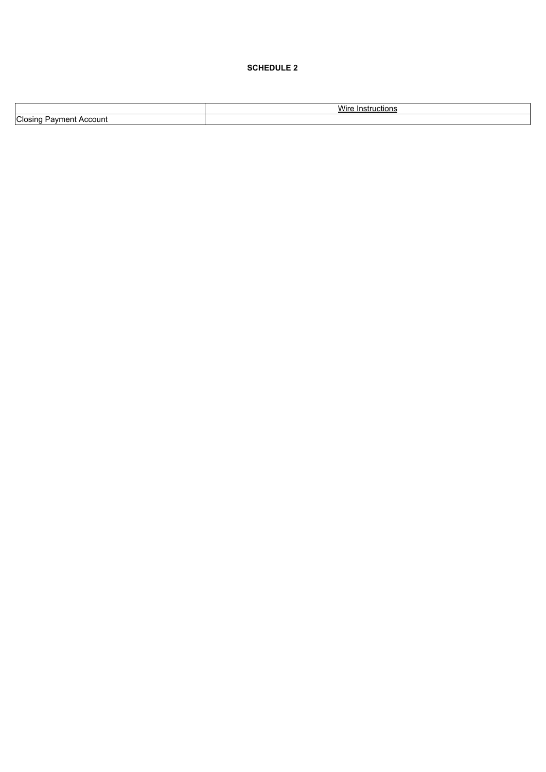**SCHEDULE 2**

| | Wire Instructions |
|---|---|
| Closing Payment Account | |